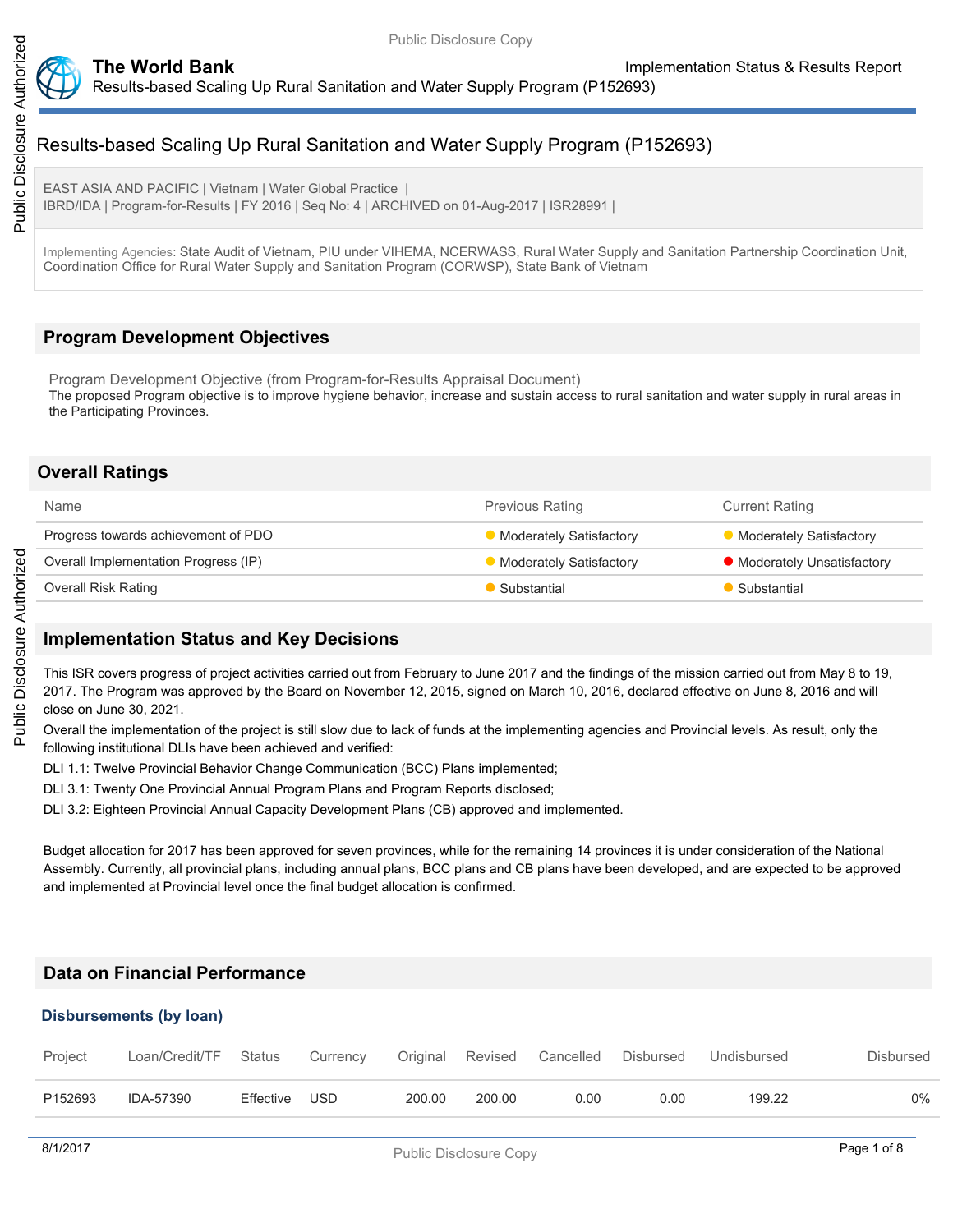# Results-based Scaling Up Rural Sanitation and Water Supply Program (P152693)

EAST ASIA AND PACIFIC | Vietnam | Water Global Practice |
IBRD/IDA | Program-for-Results | FY 2016 | Seq No: 4 | ARCHIVED on 01-Aug-2017 | ISR28991 |

Implementing Agencies: State Audit of Vietnam, PIU under VIHEMA, NCERWASS, Rural Water Supply and Sanitation Partnership Coordination Unit, Coordination Office for Rural Water Supply and Sanitation Program (CORWSP), State Bank of Vietnam

## Program Development Objectives

Program Development Objective (from Program-for-Results Appraisal Document)
The proposed Program objective is to improve hygiene behavior, increase and sustain access to rural sanitation and water supply in rural areas in the Participating Provinces.

## Overall Ratings

| Name | Previous Rating | Current Rating |
|---|---|---|
| Progress towards achievement of PDO | Moderately Satisfactory | Moderately Satisfactory |
| Overall Implementation Progress (IP) | Moderately Satisfactory | Moderately Unsatisfactory |
| Overall Risk Rating | Substantial | Substantial |

## Implementation Status and Key Decisions

This ISR covers progress of project activities carried out from February to June 2017 and the findings of the mission carried out from May 8 to 19, 2017. The Program was approved by the Board on November 12, 2015, signed on March 10, 2016, declared effective on June 8, 2016 and will close on June 30, 2021.

Overall the implementation of the project is still slow due to lack of funds at the implementing agencies and Provincial levels. As result, only the following institutional DLIs have been achieved and verified:

DLI 1.1: Twelve Provincial Behavior Change Communication (BCC) Plans implemented;

DLI 3.1: Twenty One Provincial Annual Program Plans and Program Reports disclosed;

DLI 3.2: Eighteen Provincial Annual Capacity Development Plans (CB) approved and implemented.

Budget allocation for 2017 has been approved for seven provinces, while for the remaining 14 provinces it is under consideration of the National Assembly. Currently, all provincial plans, including annual plans, BCC plans and CB plans have been developed, and are expected to be approved and implemented at Provincial level once the final budget allocation is confirmed.

## Data on Financial Performance

### Disbursements (by loan)

| Project | Loan/Credit/TF | Status | Currency | Original | Revised | Cancelled | Disbursed | Undisbursed | Disbursed |
|---|---|---|---|---|---|---|---|---|---|
| P152693 | IDA-57390 | Effective | USD | 200.00 | 200.00 | 0.00 | 0.00 | 199.22 | 0% |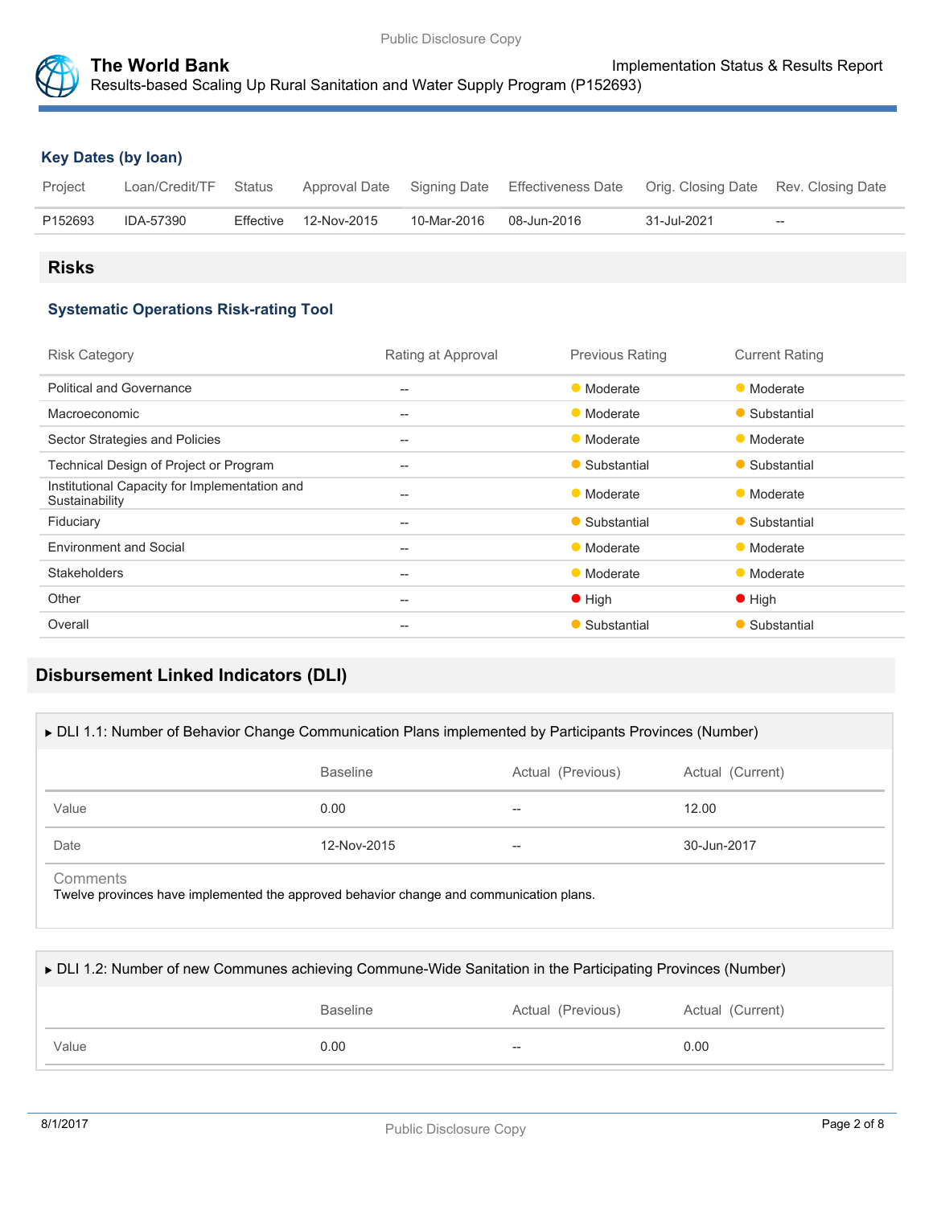### Key Dates (by loan)

| Project | Loan/Credit/TF | Status | Approval Date | Signing Date | Effectiveness Date | Orig. Closing Date | Rev. Closing Date |
| --- | --- | --- | --- | --- | --- | --- | --- |
| P152693 | IDA-57390 | Effective | 12-Nov-2015 | 10-Mar-2016 | 08-Jun-2016 | 31-Jul-2021 | -- |

## Risks

### Systematic Operations Risk-rating Tool

| Risk Category | Rating at Approval | Previous Rating | Current Rating |
| --- | --- | --- | --- |
| Political and Governance | -- | Moderate | Moderate |
| Macroeconomic | -- | Moderate | Substantial |
| Sector Strategies and Policies | -- | Moderate | Moderate |
| Technical Design of Project or Program | -- | Substantial | Substantial |
| Institutional Capacity for Implementation and Sustainability | -- | Moderate | Moderate |
| Fiduciary | -- | Substantial | Substantial |
| Environment and Social | -- | Moderate | Moderate |
| Stakeholders | -- | Moderate | Moderate |
| Other | -- | High | High |
| Overall | -- | Substantial | Substantial |

## Disbursement Linked Indicators (DLI)

### ▶ DLI 1.1: Number of Behavior Change Communication Plans implemented by Participants Provinces (Number)

| | Baseline | Actual (Previous) | Actual (Current) |
| --- | --- | --- | --- |
| Value | 0.00 | -- | 12.00 |
| Date | 12-Nov-2015 | -- | 30-Jun-2017 |

Comments

Twelve provinces have implemented the approved behavior change and communication plans.

### ▶ DLI 1.2: Number of new Communes achieving Commune-Wide Sanitation in the Participating Provinces (Number)

| | Baseline | Actual (Previous) | Actual (Current) |
| --- | --- | --- | --- |
| Value | 0.00 | -- | 0.00 |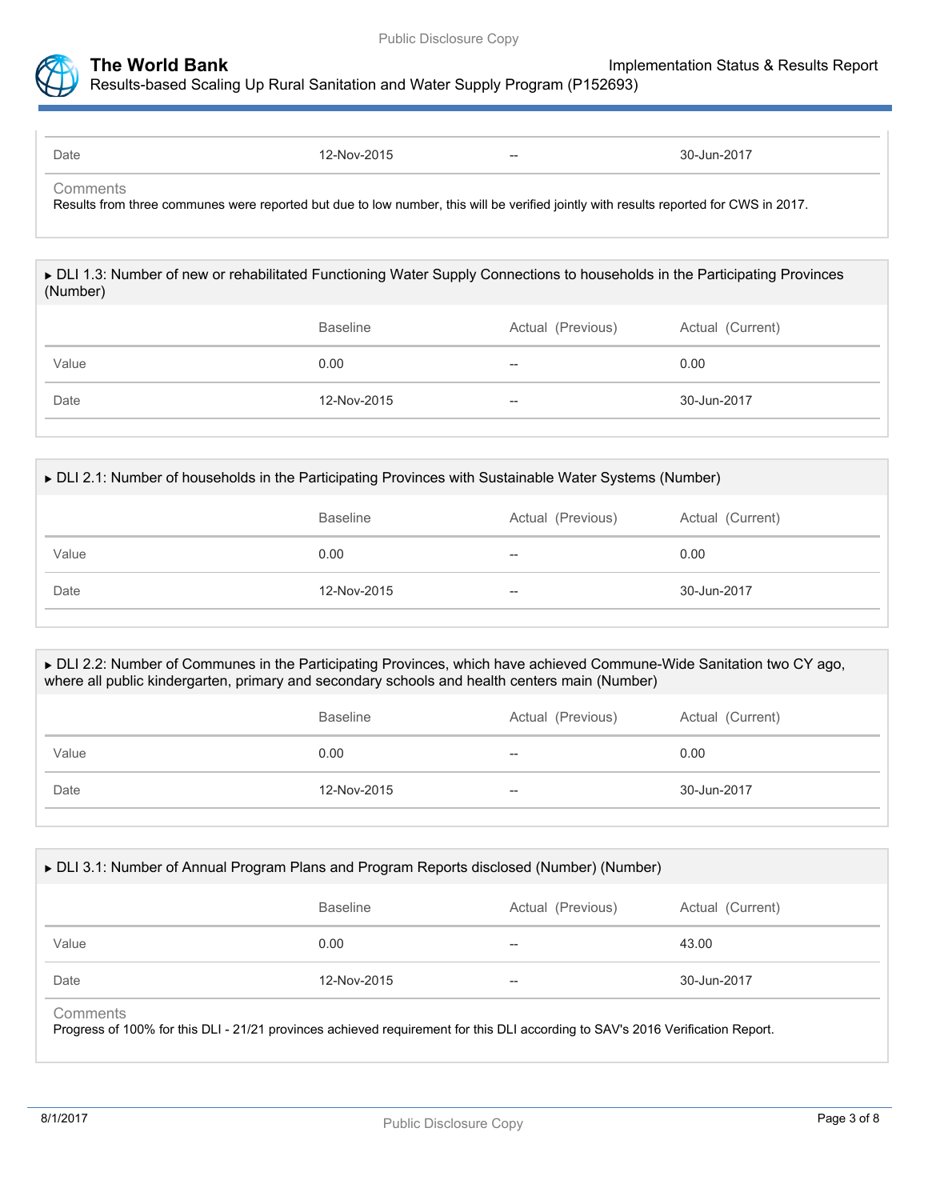| | | | |
|---|---|---|---|
| Date | 12-Nov-2015 | -- | 30-Jun-2017 |

Comments

Results from three communes were reported but due to low number, this will be verified jointly with results reported for CWS in 2017.

### ▸ DLI 1.3: Number of new or rehabilitated Functioning Water Supply Connections to households in the Participating Provinces (Number)

| | Baseline | Actual (Previous) | Actual (Current) |
|---|---|---|---|
| Value | 0.00 | -- | 0.00 |
| Date | 12-Nov-2015 | -- | 30-Jun-2017 |

### ▸ DLI 2.1: Number of households in the Participating Provinces with Sustainable Water Systems (Number)

| | Baseline | Actual (Previous) | Actual (Current) |
|---|---|---|---|
| Value | 0.00 | -- | 0.00 |
| Date | 12-Nov-2015 | -- | 30-Jun-2017 |

### ▸ DLI 2.2: Number of Communes in the Participating Provinces, which have achieved Commune-Wide Sanitation two CY ago, where all public kindergarten, primary and secondary schools and health centers main (Number)

| | Baseline | Actual (Previous) | Actual (Current) |
|---|---|---|---|
| Value | 0.00 | -- | 0.00 |
| Date | 12-Nov-2015 | -- | 30-Jun-2017 |

### ▸ DLI 3.1: Number of Annual Program Plans and Program Reports disclosed (Number) (Number)

| | Baseline | Actual (Previous) | Actual (Current) |
|---|---|---|---|
| Value | 0.00 | -- | 43.00 |
| Date | 12-Nov-2015 | -- | 30-Jun-2017 |

Comments

Progress of 100% for this DLI - 21/21 provinces achieved requirement for this DLI according to SAV's 2016 Verification Report.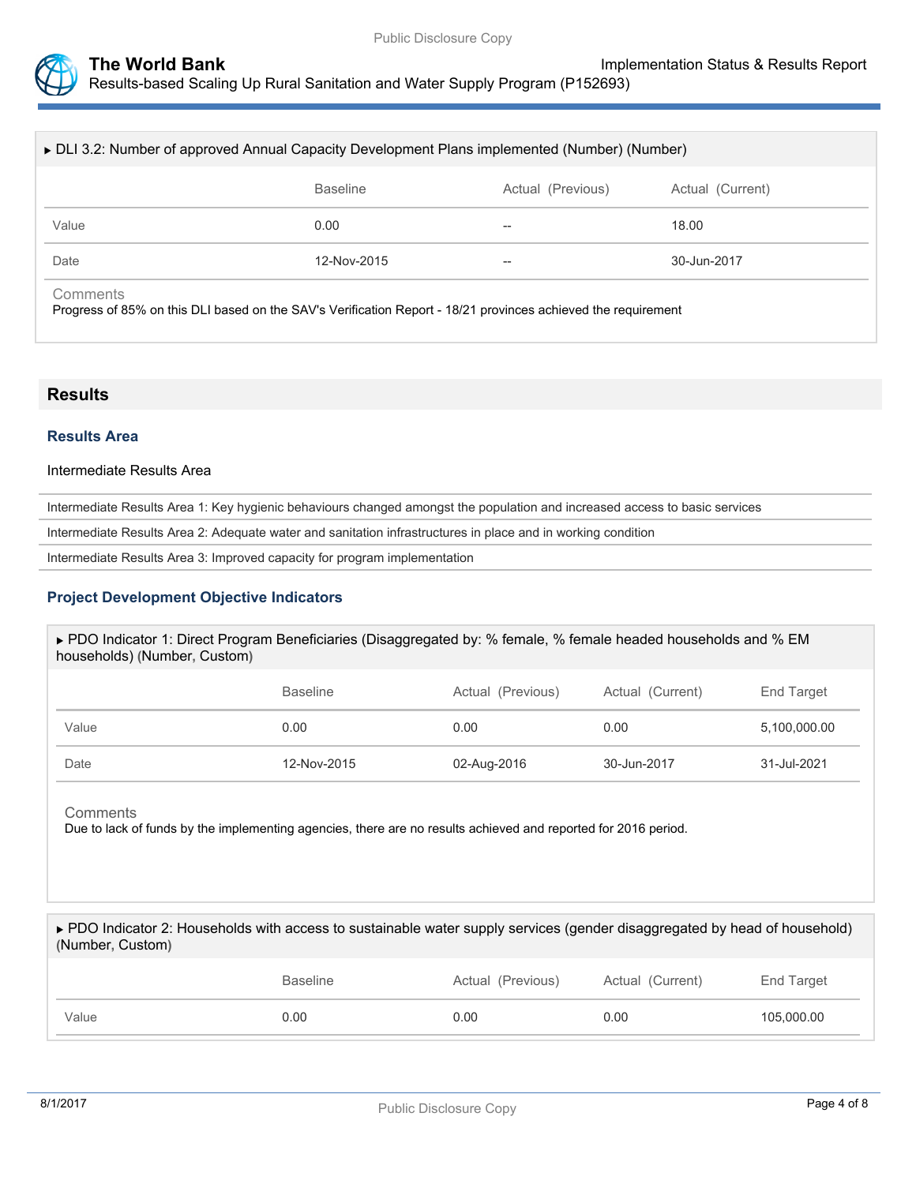▸ DLI 3.2: Number of approved Annual Capacity Development Plans implemented (Number) (Number)

| | Baseline | Actual (Previous) | Actual (Current) |
|---|---|---|---|
| Value | 0.00 | -- | 18.00 |
| Date | 12-Nov-2015 | -- | 30-Jun-2017 |

Comments

Progress of 85% on this DLI based on the SAV's Verification Report - 18/21 provinces achieved the requirement

## Results

### Results Area

Intermediate Results Area

- Intermediate Results Area 1: Key hygienic behaviours changed amongst the population and increased access to basic services
- Intermediate Results Area 2: Adequate water and sanitation infrastructures in place and in working condition
- Intermediate Results Area 3: Improved capacity for program implementation

### Project Development Objective Indicators

▸ PDO Indicator 1: Direct Program Beneficiaries (Disaggregated by: % female, % female headed households and % EM households) (Number, Custom)

| | Baseline | Actual (Previous) | Actual (Current) | End Target |
|---|---|---|---|---|
| Value | 0.00 | 0.00 | 0.00 | 5,100,000.00 |
| Date | 12-Nov-2015 | 02-Aug-2016 | 30-Jun-2017 | 31-Jul-2021 |

Comments

Due to lack of funds by the implementing agencies, there are no results achieved and reported for 2016 period.

▸ PDO Indicator 2: Households with access to sustainable water supply services (gender disaggregated by head of household) (Number, Custom)

| | Baseline | Actual (Previous) | Actual (Current) | End Target |
|---|---|---|---|---|
| Value | 0.00 | 0.00 | 0.00 | 105,000.00 |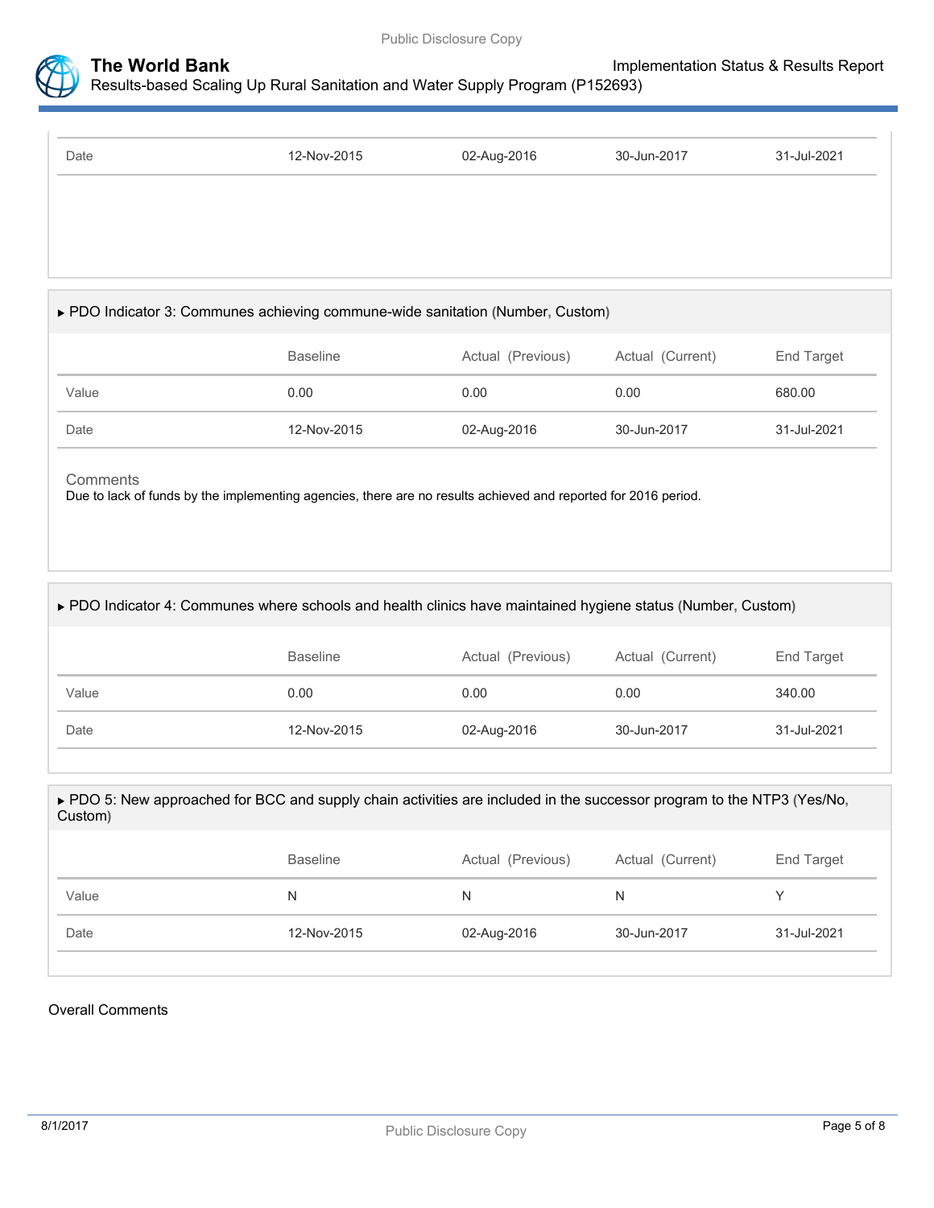| | | | | |
|---|---|---|---|---|
| Date | 12-Nov-2015 | 02-Aug-2016 | 30-Jun-2017 | 31-Jul-2021 |

### ▶ PDO Indicator 3: Communes achieving commune-wide sanitation (Number, Custom)

| | Baseline | Actual (Previous) | Actual (Current) | End Target |
|---|---|---|---|---|
| Value | 0.00 | 0.00 | 0.00 | 680.00 |
| Date | 12-Nov-2015 | 02-Aug-2016 | 30-Jun-2017 | 31-Jul-2021 |

Comments

Due to lack of funds by the implementing agencies, there are no results achieved and reported for 2016 period.

### ▶ PDO Indicator 4: Communes where schools and health clinics have maintained hygiene status (Number, Custom)

| | Baseline | Actual (Previous) | Actual (Current) | End Target |
|---|---|---|---|---|
| Value | 0.00 | 0.00 | 0.00 | 340.00 |
| Date | 12-Nov-2015 | 02-Aug-2016 | 30-Jun-2017 | 31-Jul-2021 |

### ▶ PDO 5: New approached for BCC and supply chain activities are included in the successor program to the NTP3 (Yes/No, Custom)

| | Baseline | Actual (Previous) | Actual (Current) | End Target |
|---|---|---|---|---|
| Value | N | N | N | Y |
| Date | 12-Nov-2015 | 02-Aug-2016 | 30-Jun-2017 | 31-Jul-2021 |

Overall Comments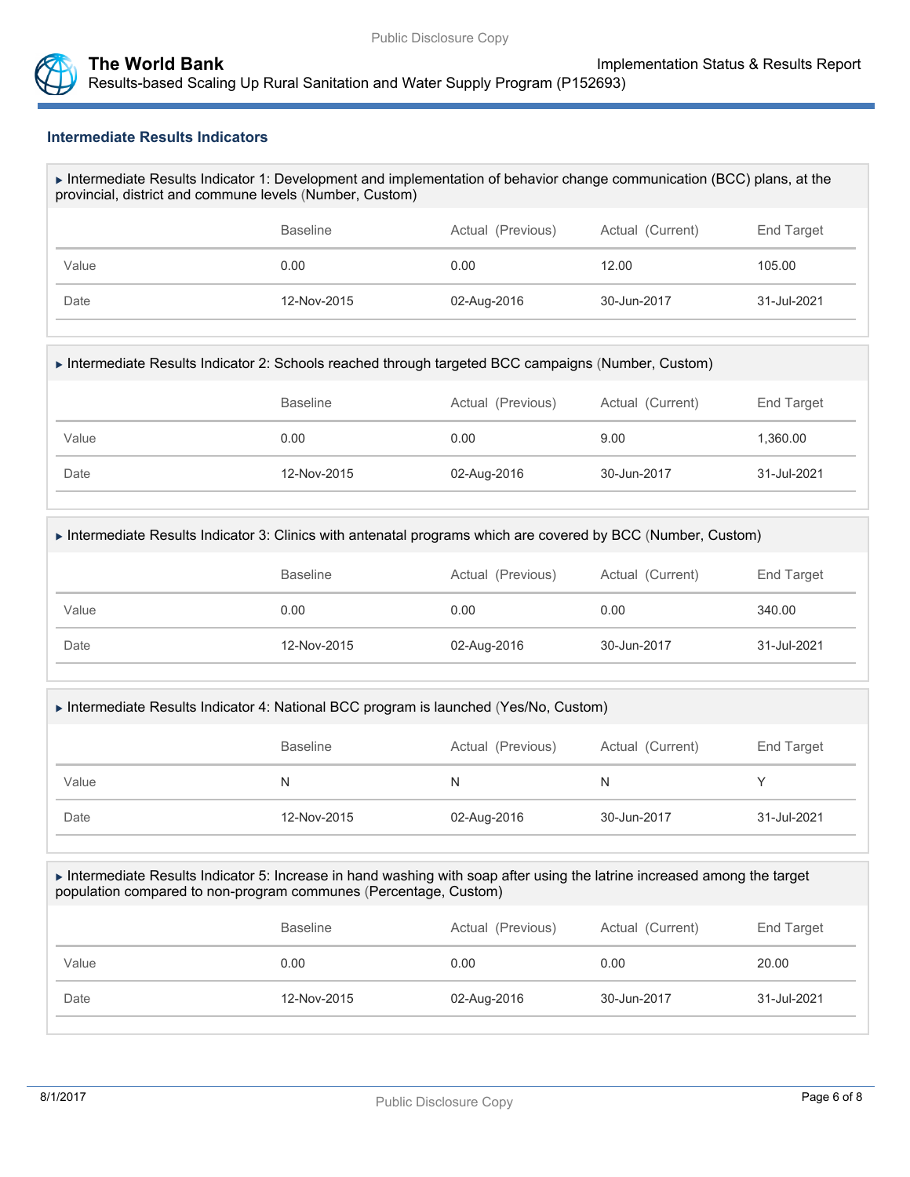### Intermediate Results Indicators

▶ Intermediate Results Indicator 1: Development and implementation of behavior change communication (BCC) plans, at the provincial, district and commune levels (Number, Custom)

| | Baseline | Actual (Previous) | Actual (Current) | End Target |
|---|---|---|---|---|
| Value | 0.00 | 0.00 | 12.00 | 105.00 |
| Date | 12-Nov-2015 | 02-Aug-2016 | 30-Jun-2017 | 31-Jul-2021 |

▶ Intermediate Results Indicator 2: Schools reached through targeted BCC campaigns (Number, Custom)

| | Baseline | Actual (Previous) | Actual (Current) | End Target |
|---|---|---|---|---|
| Value | 0.00 | 0.00 | 9.00 | 1,360.00 |
| Date | 12-Nov-2015 | 02-Aug-2016 | 30-Jun-2017 | 31-Jul-2021 |

▶ Intermediate Results Indicator 3: Clinics with antenatal programs which are covered by BCC (Number, Custom)

| | Baseline | Actual (Previous) | Actual (Current) | End Target |
|---|---|---|---|---|
| Value | 0.00 | 0.00 | 0.00 | 340.00 |
| Date | 12-Nov-2015 | 02-Aug-2016 | 30-Jun-2017 | 31-Jul-2021 |

▶ Intermediate Results Indicator 4: National BCC program is launched (Yes/No, Custom)

| | Baseline | Actual (Previous) | Actual (Current) | End Target |
|---|---|---|---|---|
| Value | N | N | N | Y |
| Date | 12-Nov-2015 | 02-Aug-2016 | 30-Jun-2017 | 31-Jul-2021 |

▶ Intermediate Results Indicator 5: Increase in hand washing with soap after using the latrine increased among the target population compared to non-program communes (Percentage, Custom)

| | Baseline | Actual (Previous) | Actual (Current) | End Target |
|---|---|---|---|---|
| Value | 0.00 | 0.00 | 0.00 | 20.00 |
| Date | 12-Nov-2015 | 02-Aug-2016 | 30-Jun-2017 | 31-Jul-2021 |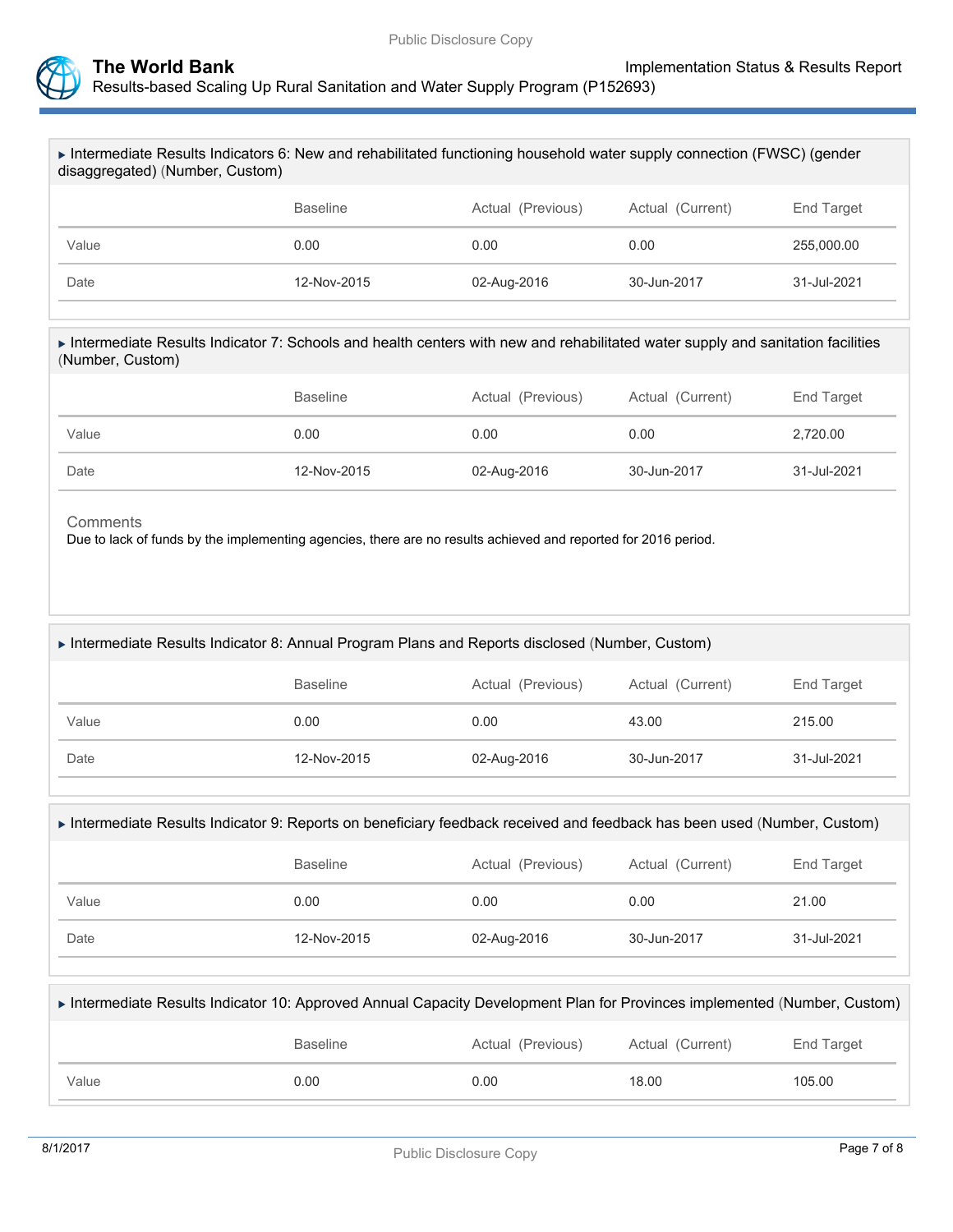▸ Intermediate Results Indicators 6: New and rehabilitated functioning household water supply connection (FWSC) (gender disaggregated) (Number, Custom)

| | Baseline | Actual (Previous) | Actual (Current) | End Target |
|---|---|---|---|---|
| Value | 0.00 | 0.00 | 0.00 | 255,000.00 |
| Date | 12-Nov-2015 | 02-Aug-2016 | 30-Jun-2017 | 31-Jul-2021 |

▸ Intermediate Results Indicator 7: Schools and health centers with new and rehabilitated water supply and sanitation facilities (Number, Custom)

| | Baseline | Actual (Previous) | Actual (Current) | End Target |
|---|---|---|---|---|
| Value | 0.00 | 0.00 | 0.00 | 2,720.00 |
| Date | 12-Nov-2015 | 02-Aug-2016 | 30-Jun-2017 | 31-Jul-2021 |

Comments

Due to lack of funds by the implementing agencies, there are no results achieved and reported for 2016 period.

▸ Intermediate Results Indicator 8: Annual Program Plans and Reports disclosed (Number, Custom)

| | Baseline | Actual (Previous) | Actual (Current) | End Target |
|---|---|---|---|---|
| Value | 0.00 | 0.00 | 43.00 | 215.00 |
| Date | 12-Nov-2015 | 02-Aug-2016 | 30-Jun-2017 | 31-Jul-2021 |

▸ Intermediate Results Indicator 9: Reports on beneficiary feedback received and feedback has been used (Number, Custom)

| | Baseline | Actual (Previous) | Actual (Current) | End Target |
|---|---|---|---|---|
| Value | 0.00 | 0.00 | 0.00 | 21.00 |
| Date | 12-Nov-2015 | 02-Aug-2016 | 30-Jun-2017 | 31-Jul-2021 |

▸ Intermediate Results Indicator 10: Approved Annual Capacity Development Plan for Provinces implemented (Number, Custom)

| | Baseline | Actual (Previous) | Actual (Current) | End Target |
|---|---|---|---|---|
| Value | 0.00 | 0.00 | 18.00 | 105.00 |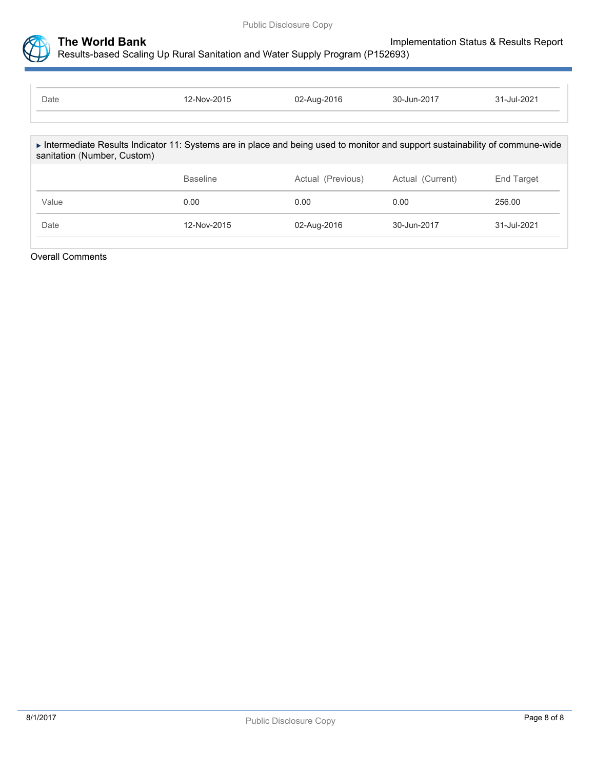| | | | | |
|---|---|---|---|---|
| Date | 12-Nov-2015 | 02-Aug-2016 | 30-Jun-2017 | 31-Jul-2021 |

▸ Intermediate Results Indicator 11: Systems are in place and being used to monitor and support sustainability of commune-wide sanitation (Number, Custom)

| | Baseline | Actual (Previous) | Actual (Current) | End Target |
|---|---|---|---|---|
| Value | 0.00 | 0.00 | 0.00 | 256.00 |
| Date | 12-Nov-2015 | 02-Aug-2016 | 30-Jun-2017 | 31-Jul-2021 |

Overall Comments